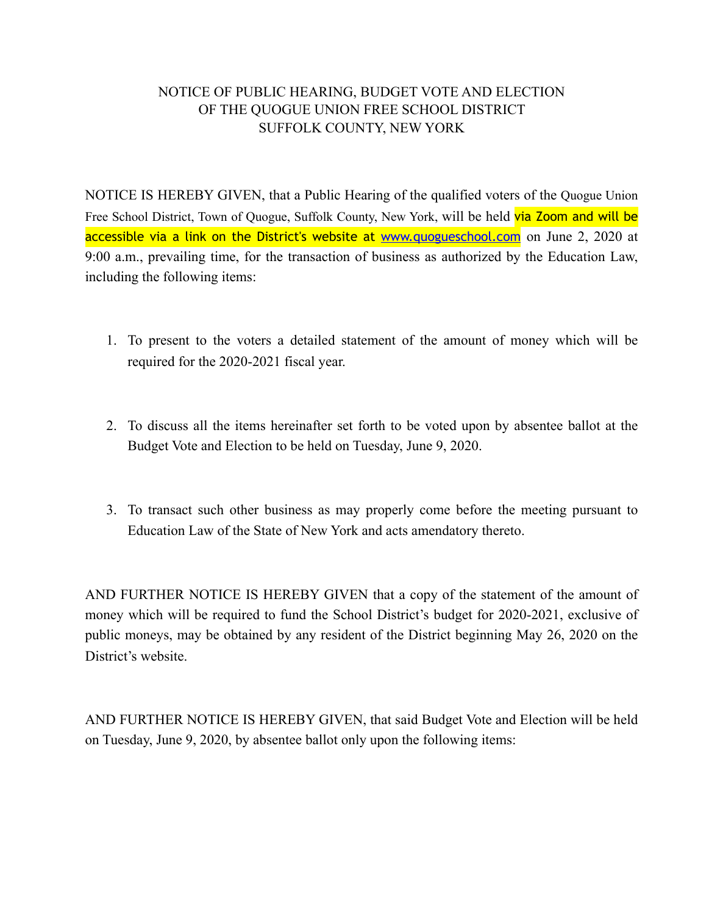# NOTICE OF PUBLIC HEARING, BUDGET VOTE AND ELECTION OF THE QUOGUE UNION FREE SCHOOL DISTRICT SUFFOLK COUNTY, NEW YORK

NOTICE IS HEREBY GIVEN, that a Public Hearing of the qualified voters of the Quogue Union Free School District, Town of Quogue, Suffolk County, New York, will be held via Zoom and will be accessible via a link on the District's website at www.quogueschool.com on June 2, 2020 at 9:00 a.m., prevailing time, for the transaction of business as authorized by the Education Law, including the following items:

1. To present to the voters a detailed statement of the amount of money which will be required for the 2020-2021 fiscal year.

2. To discuss all the items hereinafter set forth to be voted upon by absentee ballot at the Budget Vote and Election to be held on Tuesday, June 9, 2020.

3. To transact such other business as may properly come before the meeting pursuant to Education Law of the State of New York and acts amendatory thereto.

AND FURTHER NOTICE IS HEREBY GIVEN that a copy of the statement of the amount of money which will be required to fund the School District's budget for 2020-2021, exclusive of public moneys, may be obtained by any resident of the District beginning May 26, 2020 on the District's website.

AND FURTHER NOTICE IS HEREBY GIVEN, that said Budget Vote and Election will be held on Tuesday, June 9, 2020, by absentee ballot only upon the following items: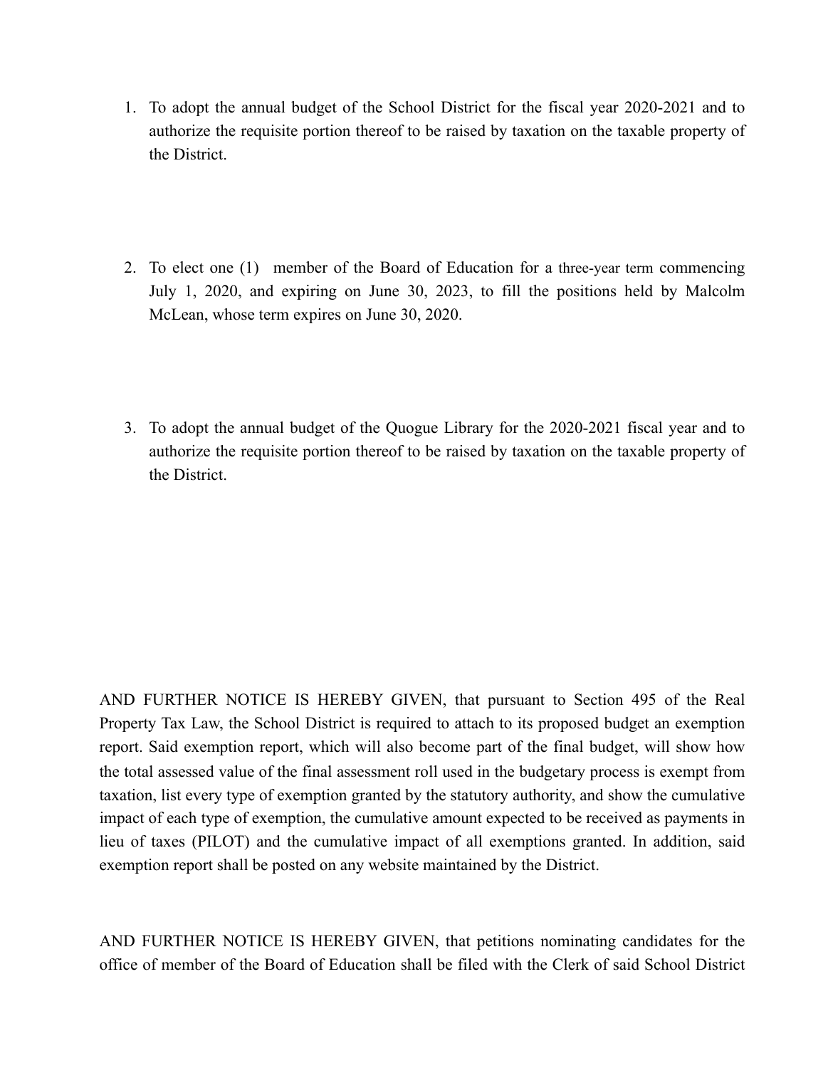1. To adopt the annual budget of the School District for the fiscal year 2020-2021 and to authorize the requisite portion thereof to be raised by taxation on the taxable property of the District.

2. To elect one (1) member of the Board of Education for a three-year term commencing July 1, 2020, and expiring on June 30, 2023, to fill the positions held by Malcolm McLean, whose term expires on June 30, 2020.

3. To adopt the annual budget of the Quogue Library for the 2020-2021 fiscal year and to authorize the requisite portion thereof to be raised by taxation on the taxable property of the District.

AND FURTHER NOTICE IS HEREBY GIVEN, that pursuant to Section 495 of the Real Property Tax Law, the School District is required to attach to its proposed budget an exemption report. Said exemption report, which will also become part of the final budget, will show how the total assessed value of the final assessment roll used in the budgetary process is exempt from taxation, list every type of exemption granted by the statutory authority, and show the cumulative impact of each type of exemption, the cumulative amount expected to be received as payments in lieu of taxes (PILOT) and the cumulative impact of all exemptions granted. In addition, said exemption report shall be posted on any website maintained by the District.

AND FURTHER NOTICE IS HEREBY GIVEN, that petitions nominating candidates for the office of member of the Board of Education shall be filed with the Clerk of said School District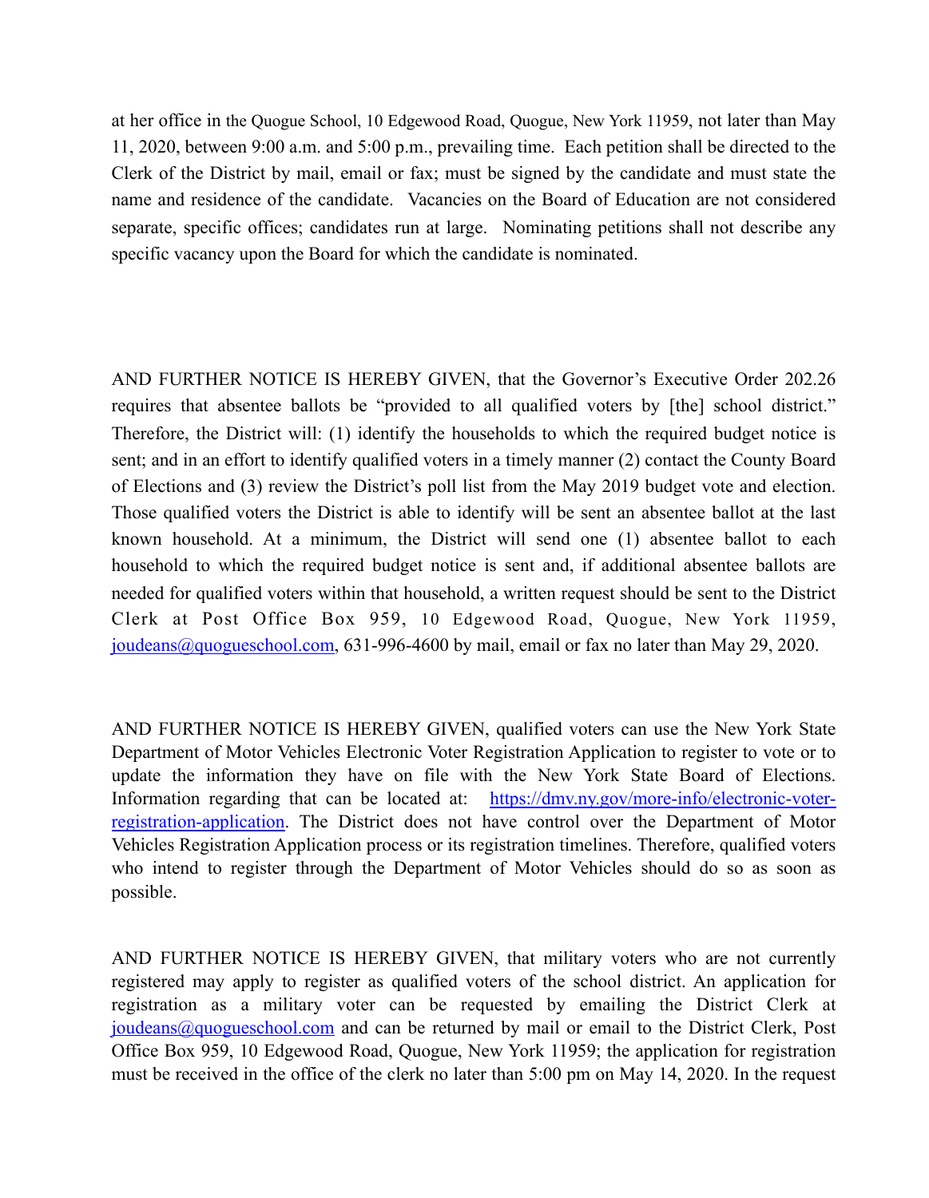at her office in the Quogue School, 10 Edgewood Road, Quogue, New York 11959, not later than May 11, 2020, between 9:00 a.m. and 5:00 p.m., prevailing time. Each petition shall be directed to the Clerk of the District by mail, email or fax; must be signed by the candidate and must state the name and residence of the candidate. Vacancies on the Board of Education are not considered separate, specific offices; candidates run at large. Nominating petitions shall not describe any specific vacancy upon the Board for which the candidate is nominated.

AND FURTHER NOTICE IS HEREBY GIVEN, that the Governor's Executive Order 202.26 requires that absentee ballots be "provided to all qualified voters by [the] school district." Therefore, the District will: (1) identify the households to which the required budget notice is sent; and in an effort to identify qualified voters in a timely manner (2) contact the County Board of Elections and (3) review the District's poll list from the May 2019 budget vote and election. Those qualified voters the District is able to identify will be sent an absentee ballot at the last known household. At a minimum, the District will send one (1) absentee ballot to each household to which the required budget notice is sent and, if additional absentee ballots are needed for qualified voters within that household, a written request should be sent to the District Clerk at Post Office Box 959, 10 Edgewood Road, Quogue, New York 11959, joudeans@quogueschool.com, 631-996-4600 by mail, email or fax no later than May 29, 2020.

AND FURTHER NOTICE IS HEREBY GIVEN, qualified voters can use the New York State Department of Motor Vehicles Electronic Voter Registration Application to register to vote or to update the information they have on file with the New York State Board of Elections. Information regarding that can be located at: https://dmv.ny.gov/more-info/electronic-voter-registration-application. The District does not have control over the Department of Motor Vehicles Registration Application process or its registration timelines. Therefore, qualified voters who intend to register through the Department of Motor Vehicles should do so as soon as possible.

AND FURTHER NOTICE IS HEREBY GIVEN, that military voters who are not currently registered may apply to register as qualified voters of the school district. An application for registration as a military voter can be requested by emailing the District Clerk at joudeans@quogueschool.com and can be returned by mail or email to the District Clerk, Post Office Box 959, 10 Edgewood Road, Quogue, New York 11959; the application for registration must be received in the office of the clerk no later than 5:00 pm on May 14, 2020. In the request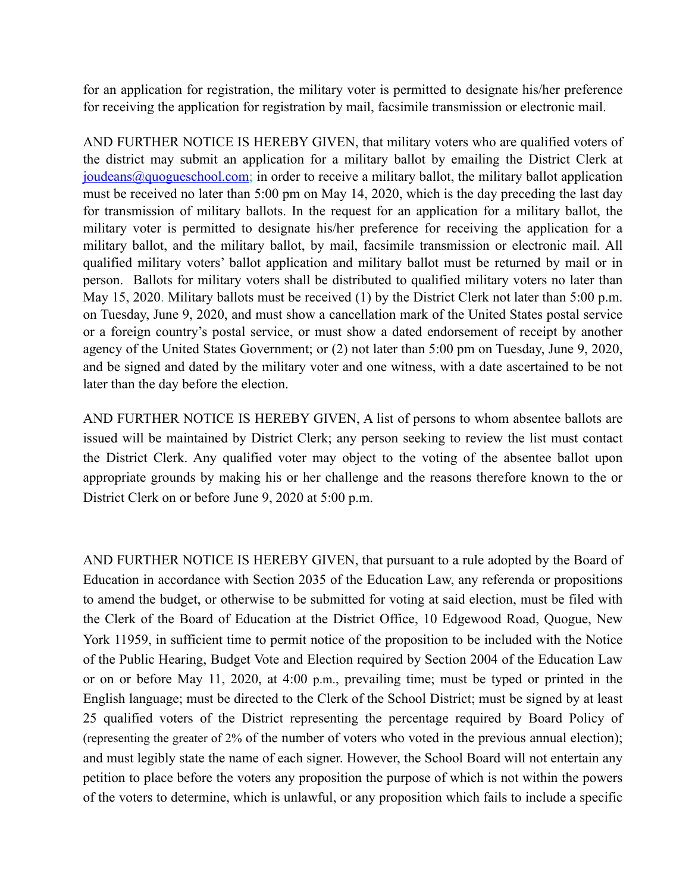for an application for registration, the military voter is permitted to designate his/her preference for receiving the application for registration by mail, facsimile transmission or electronic mail.

AND FURTHER NOTICE IS HEREBY GIVEN, that military voters who are qualified voters of the district may submit an application for a military ballot by emailing the District Clerk at joudeans@quogueschool.com; in order to receive a military ballot, the military ballot application must be received no later than 5:00 pm on May 14, 2020, which is the day preceding the last day for transmission of military ballots. In the request for an application for a military ballot, the military voter is permitted to designate his/her preference for receiving the application for a military ballot, and the military ballot, by mail, facsimile transmission or electronic mail. All qualified military voters' ballot application and military ballot must be returned by mail or in person. Ballots for military voters shall be distributed to qualified military voters no later than May 15, 2020. Military ballots must be received (1) by the District Clerk not later than 5:00 p.m. on Tuesday, June 9, 2020, and must show a cancellation mark of the United States postal service or a foreign country's postal service, or must show a dated endorsement of receipt by another agency of the United States Government; or (2) not later than 5:00 pm on Tuesday, June 9, 2020, and be signed and dated by the military voter and one witness, with a date ascertained to be not later than the day before the election.

AND FURTHER NOTICE IS HEREBY GIVEN, A list of persons to whom absentee ballots are issued will be maintained by District Clerk; any person seeking to review the list must contact the District Clerk. Any qualified voter may object to the voting of the absentee ballot upon appropriate grounds by making his or her challenge and the reasons therefore known to the or District Clerk on or before June 9, 2020 at 5:00 p.m.

AND FURTHER NOTICE IS HEREBY GIVEN, that pursuant to a rule adopted by the Board of Education in accordance with Section 2035 of the Education Law, any referenda or propositions to amend the budget, or otherwise to be submitted for voting at said election, must be filed with the Clerk of the Board of Education at the District Office, 10 Edgewood Road, Quogue, New York 11959, in sufficient time to permit notice of the proposition to be included with the Notice of the Public Hearing, Budget Vote and Election required by Section 2004 of the Education Law or on or before May 11, 2020, at 4:00 p.m., prevailing time; must be typed or printed in the English language; must be directed to the Clerk of the School District; must be signed by at least 25 qualified voters of the District representing the percentage required by Board Policy of (representing the greater of 2% of the number of voters who voted in the previous annual election); and must legibly state the name of each signer. However, the School Board will not entertain any petition to place before the voters any proposition the purpose of which is not within the powers of the voters to determine, which is unlawful, or any proposition which fails to include a specific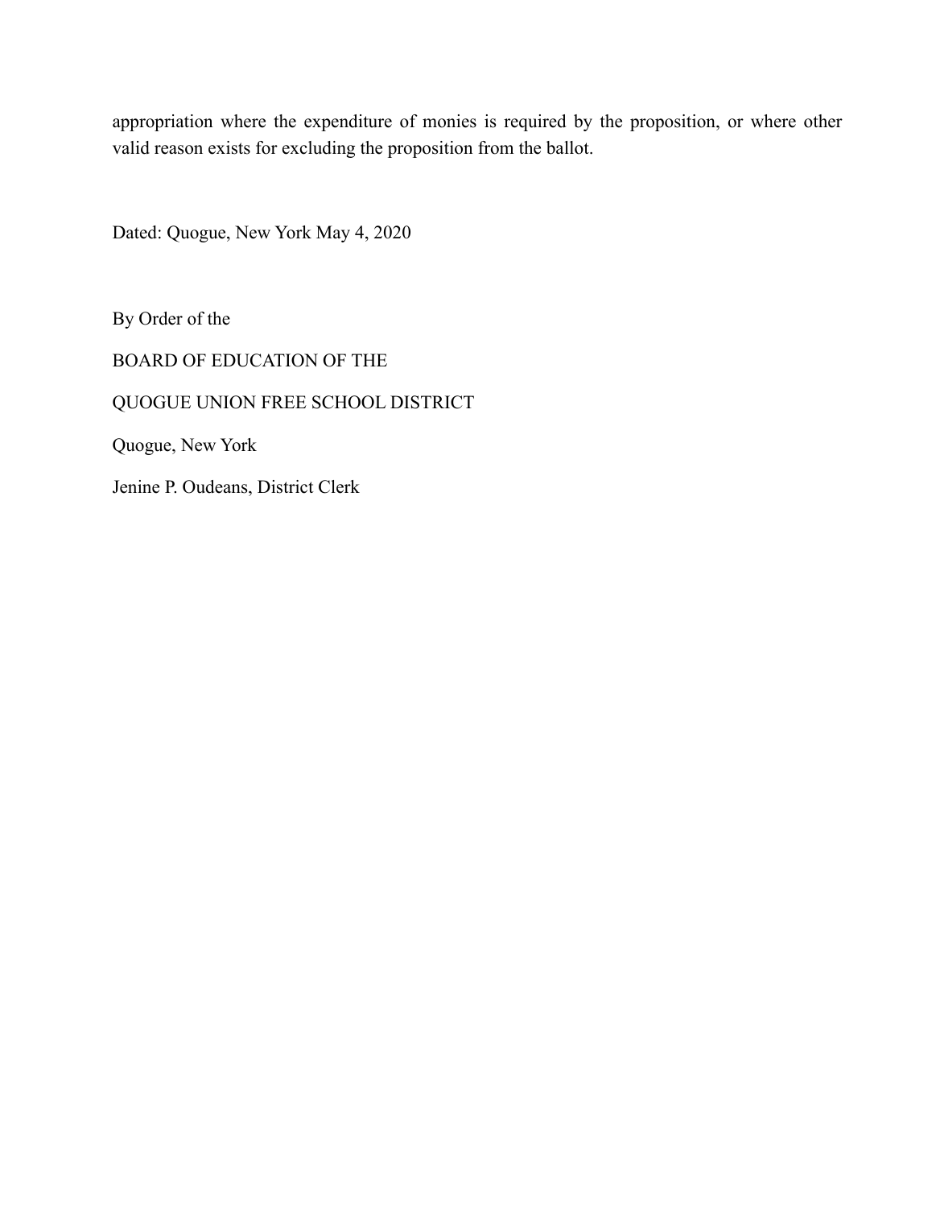appropriation where the expenditure of monies is required by the proposition, or where other valid reason exists for excluding the proposition from the ballot.

Dated: Quogue, New York May 4, 2020

By Order of the

BOARD OF EDUCATION OF THE

QUOGUE UNION FREE SCHOOL DISTRICT

Quogue, New York

Jenine P. Oudeans, District Clerk